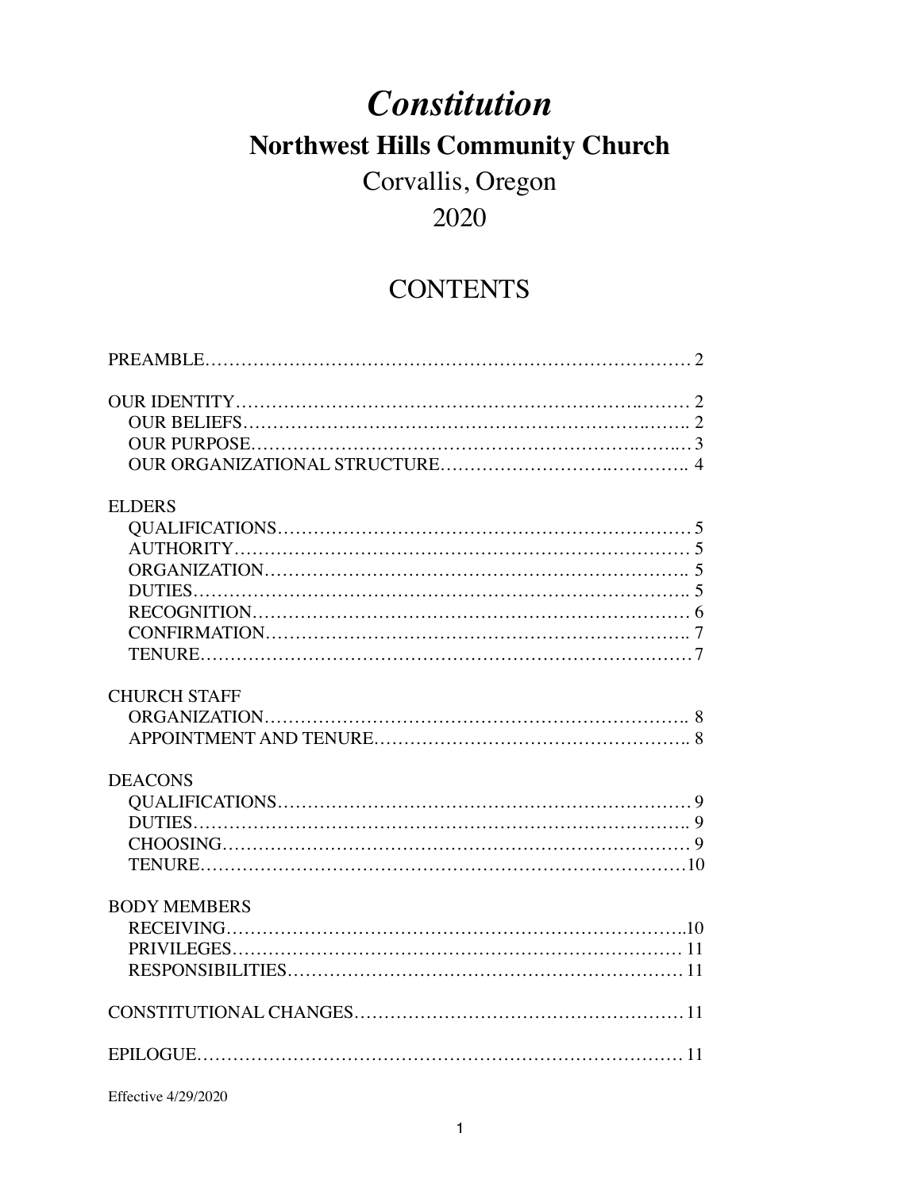# *Constitution*

## Northwest Hills Community Church

Corvallis, Oregon

2020

## CONTENTS

PREAMBLE……………………………………………………………………… 2

OUR IDENTITY…………………………………………………………….……… 2
- OUR BELIEFS…………………………………………………………….…….. 2
- OUR PURPOSE……………………………………………………….……..… 3
- OUR ORGANIZATIONAL STRUCTURE……………………….………….. 4

ELDERS
- QUALIFICATIONS…………………………………………………………… 5
- AUTHORITY…………………………………………………………………… 5
- ORGANIZATION……………………………………………………………... 5
- DUTIES………………………………………………………………………... 5
- RECOGNITION……………………………………………………………… 6
- CONFIRMATION……………………………………………………………... 7
- TENURE………………………………………………………………………… 7

CHURCH STAFF
- ORGANIZATION……………………………………………………………... 8
- APPOINTMENT AND TENURE…………………………………………….. 8

DEACONS
- QUALIFICATIONS…………………………………………………………… 9
- DUTIES………………………………………………………………………... 9
- CHOOSING…………………………………………………………………… 9
- TENURE………………………………………………………………………10

BODY MEMBERS
- RECEIVING…………………………………………………………………..10
- PRIVILEGES………………………………………………………………… 11
- RESPONSIBILITIES………………………………………………………… 11

CONSTITUTIONAL CHANGES……………………………………………… 11

EPILOGUE……………………………………………………………………… 11

Effective 4/29/2020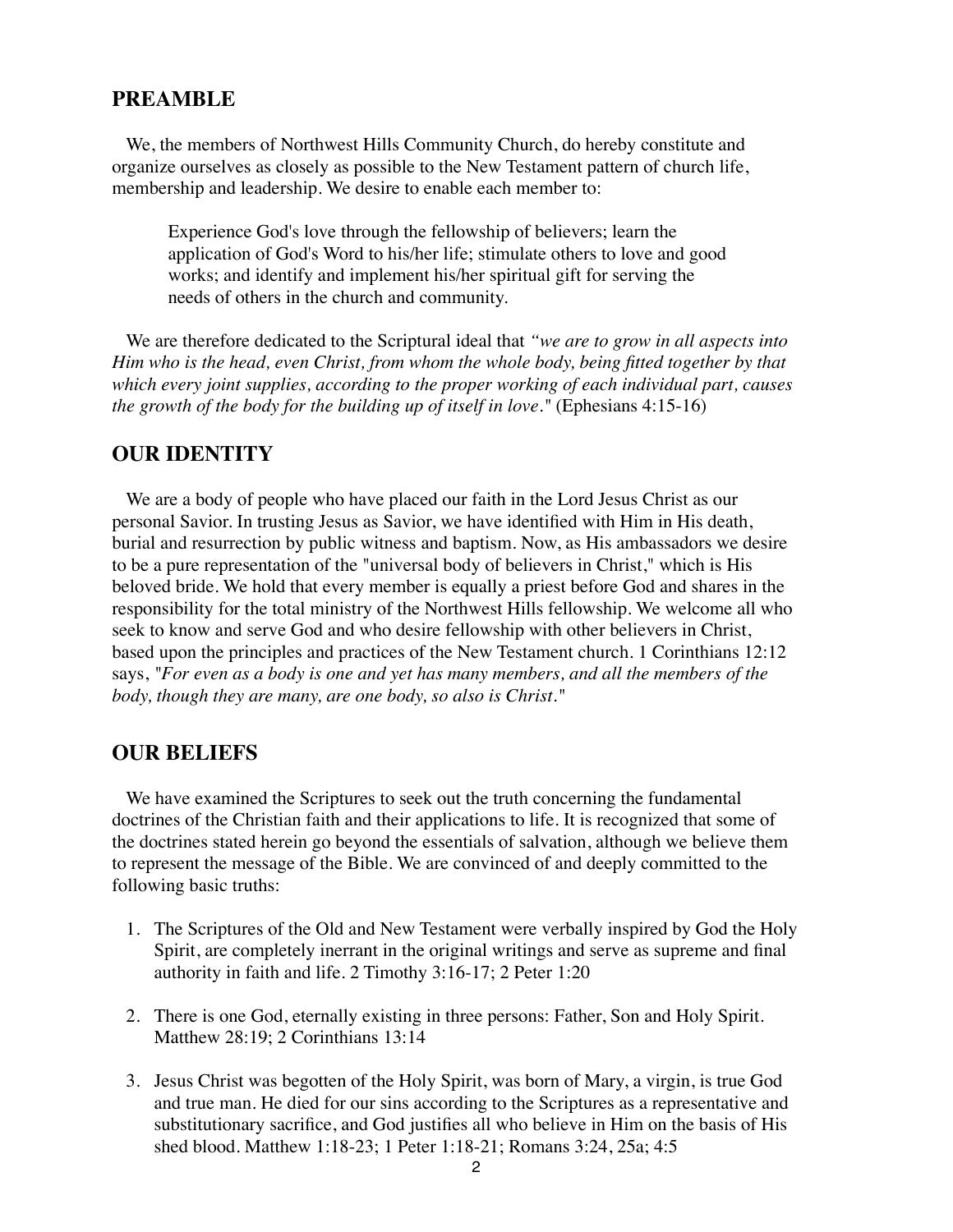## PREAMBLE

We, the members of Northwest Hills Community Church, do hereby constitute and organize ourselves as closely as possible to the New Testament pattern of church life, membership and leadership. We desire to enable each member to:

> Experience God's love through the fellowship of believers; learn the application of God's Word to his/her life; stimulate others to love and good works; and identify and implement his/her spiritual gift for serving the needs of others in the church and community.

We are therefore dedicated to the Scriptural ideal that *"we are to grow in all aspects into Him who is the head, even Christ, from whom the whole body, being fitted together by that which every joint supplies, according to the proper working of each individual part, causes the growth of the body for the building up of itself in love."* (Ephesians 4:15-16)

## OUR IDENTITY

We are a body of people who have placed our faith in the Lord Jesus Christ as our personal Savior. In trusting Jesus as Savior, we have identified with Him in His death, burial and resurrection by public witness and baptism. Now, as His ambassadors we desire to be a pure representation of the "universal body of believers in Christ," which is His beloved bride. We hold that every member is equally a priest before God and shares in the responsibility for the total ministry of the Northwest Hills fellowship. We welcome all who seek to know and serve God and who desire fellowship with other believers in Christ, based upon the principles and practices of the New Testament church. 1 Corinthians 12:12 says, "*For even as a body is one and yet has many members, and all the members of the body, though they are many, are one body, so also is Christ.*"

## OUR BELIEFS

We have examined the Scriptures to seek out the truth concerning the fundamental doctrines of the Christian faith and their applications to life. It is recognized that some of the doctrines stated herein go beyond the essentials of salvation, although we believe them to represent the message of the Bible. We are convinced of and deeply committed to the following basic truths:

1. The Scriptures of the Old and New Testament were verbally inspired by God the Holy Spirit, are completely inerrant in the original writings and serve as supreme and final authority in faith and life. 2 Timothy 3:16-17; 2 Peter 1:20

2. There is one God, eternally existing in three persons: Father, Son and Holy Spirit. Matthew 28:19; 2 Corinthians 13:14

3. Jesus Christ was begotten of the Holy Spirit, was born of Mary, a virgin, is true God and true man. He died for our sins according to the Scriptures as a representative and substitutionary sacrifice, and God justifies all who believe in Him on the basis of His shed blood. Matthew 1:18-23; 1 Peter 1:18-21; Romans 3:24, 25a; 4:5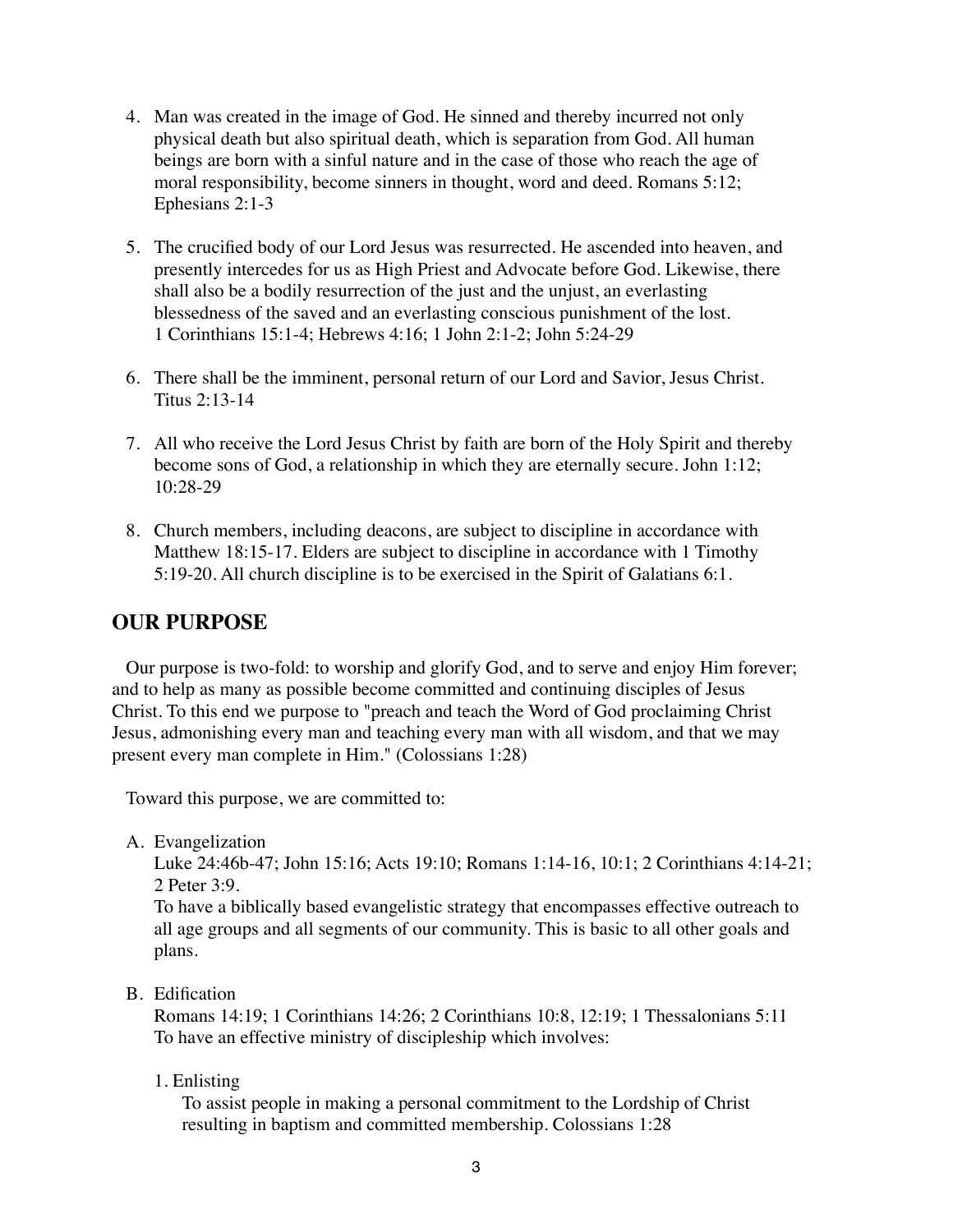4. Man was created in the image of God. He sinned and thereby incurred not only physical death but also spiritual death, which is separation from God. All human beings are born with a sinful nature and in the case of those who reach the age of moral responsibility, become sinners in thought, word and deed. Romans 5:12; Ephesians 2:1-3

5. The crucified body of our Lord Jesus was resurrected. He ascended into heaven, and presently intercedes for us as High Priest and Advocate before God. Likewise, there shall also be a bodily resurrection of the just and the unjust, an everlasting blessedness of the saved and an everlasting conscious punishment of the lost. 1 Corinthians 15:1-4; Hebrews 4:16; 1 John 2:1-2; John 5:24-29

6. There shall be the imminent, personal return of our Lord and Savior, Jesus Christ. Titus 2:13-14

7. All who receive the Lord Jesus Christ by faith are born of the Holy Spirit and thereby become sons of God, a relationship in which they are eternally secure. John 1:12; 10:28-29

8. Church members, including deacons, are subject to discipline in accordance with Matthew 18:15-17. Elders are subject to discipline in accordance with 1 Timothy 5:19-20. All church discipline is to be exercised in the Spirit of Galatians 6:1.

## OUR PURPOSE

Our purpose is two-fold: to worship and glorify God, and to serve and enjoy Him forever; and to help as many as possible become committed and continuing disciples of Jesus Christ. To this end we purpose to "preach and teach the Word of God proclaiming Christ Jesus, admonishing every man and teaching every man with all wisdom, and that we may present every man complete in Him." (Colossians 1:28)

Toward this purpose, we are committed to:

A. Evangelization
   Luke 24:46b-47; John 15:16; Acts 19:10; Romans 1:14-16, 10:1; 2 Corinthians 4:14-21; 2 Peter 3:9.
   To have a biblically based evangelistic strategy that encompasses effective outreach to all age groups and all segments of our community. This is basic to all other goals and plans.

B. Edification
   Romans 14:19; 1 Corinthians 14:26; 2 Corinthians 10:8, 12:19; 1 Thessalonians 5:11
   To have an effective ministry of discipleship which involves:

   1. Enlisting
      To assist people in making a personal commitment to the Lordship of Christ resulting in baptism and committed membership. Colossians 1:28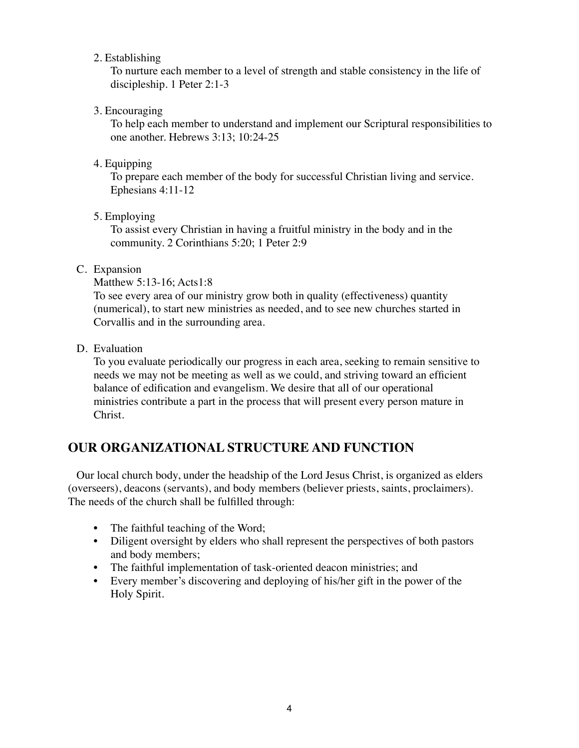2. Establishing

   To nurture each member to a level of strength and stable consistency in the life of discipleship. 1 Peter 2:1-3

3. Encouraging

   To help each member to understand and implement our Scriptural responsibilities to one another. Hebrews 3:13; 10:24-25

4. Equipping

   To prepare each member of the body for successful Christian living and service. Ephesians 4:11-12

5. Employing

   To assist every Christian in having a fruitful ministry in the body and in the community. 2 Corinthians 5:20; 1 Peter 2:9

C. Expansion

   Matthew 5:13-16; Acts1:8

   To see every area of our ministry grow both in quality (effectiveness) quantity (numerical), to start new ministries as needed, and to see new churches started in Corvallis and in the surrounding area.

D. Evaluation

   To you evaluate periodically our progress in each area, seeking to remain sensitive to needs we may not be meeting as well as we could, and striving toward an efficient balance of edification and evangelism. We desire that all of our operational ministries contribute a part in the process that will present every person mature in Christ.

## OUR ORGANIZATIONAL STRUCTURE AND FUNCTION

Our local church body, under the headship of the Lord Jesus Christ, is organized as elders (overseers), deacons (servants), and body members (believer priests, saints, proclaimers). The needs of the church shall be fulfilled through:

- The faithful teaching of the Word;
- Diligent oversight by elders who shall represent the perspectives of both pastors and body members;
- The faithful implementation of task-oriented deacon ministries; and
- Every member's discovering and deploying of his/her gift in the power of the Holy Spirit.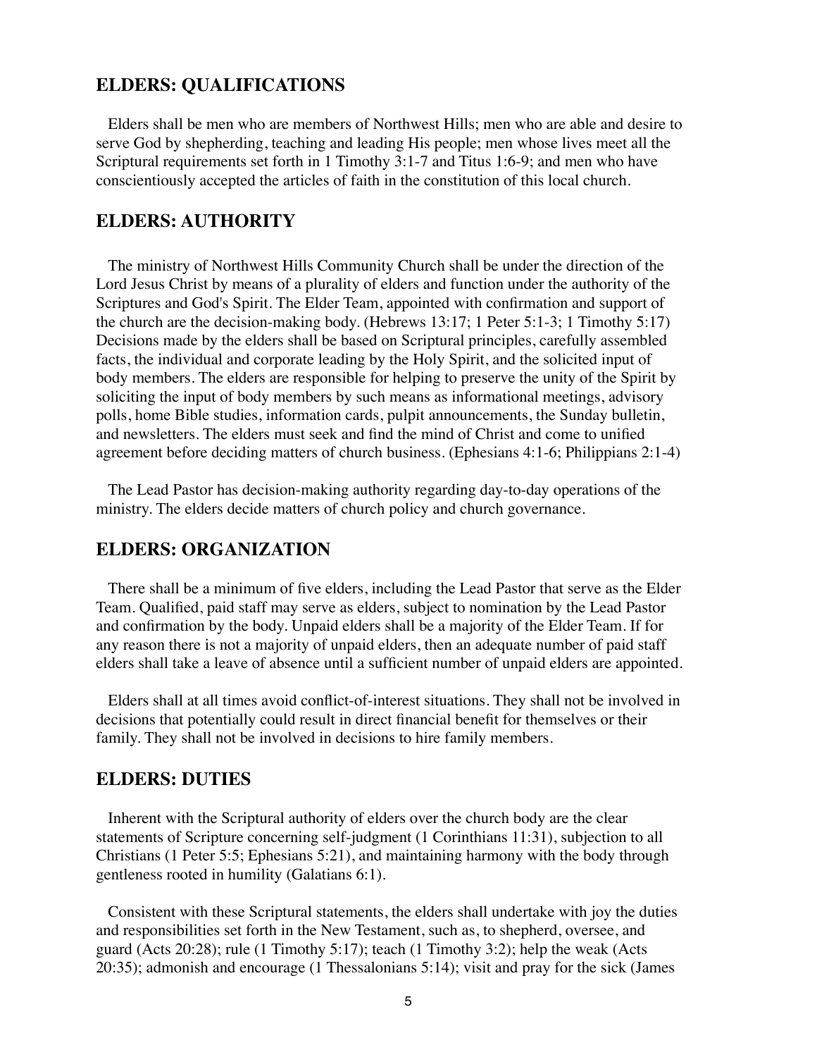## ELDERS: QUALIFICATIONS

Elders shall be men who are members of Northwest Hills; men who are able and desire to serve God by shepherding, teaching and leading His people; men whose lives meet all the Scriptural requirements set forth in 1 Timothy 3:1-7 and Titus 1:6-9; and men who have conscientiously accepted the articles of faith in the constitution of this local church.

## ELDERS: AUTHORITY

The ministry of Northwest Hills Community Church shall be under the direction of the Lord Jesus Christ by means of a plurality of elders and function under the authority of the Scriptures and God's Spirit. The Elder Team, appointed with confirmation and support of the church are the decision-making body. (Hebrews 13:17; 1 Peter 5:1-3; 1 Timothy 5:17) Decisions made by the elders shall be based on Scriptural principles, carefully assembled facts, the individual and corporate leading by the Holy Spirit, and the solicited input of body members. The elders are responsible for helping to preserve the unity of the Spirit by soliciting the input of body members by such means as informational meetings, advisory polls, home Bible studies, information cards, pulpit announcements, the Sunday bulletin, and newsletters. The elders must seek and find the mind of Christ and come to unified agreement before deciding matters of church business. (Ephesians 4:1-6; Philippians 2:1-4)

The Lead Pastor has decision-making authority regarding day-to-day operations of the ministry. The elders decide matters of church policy and church governance.

## ELDERS: ORGANIZATION

There shall be a minimum of five elders, including the Lead Pastor that serve as the Elder Team. Qualified, paid staff may serve as elders, subject to nomination by the Lead Pastor and confirmation by the body. Unpaid elders shall be a majority of the Elder Team. If for any reason there is not a majority of unpaid elders, then an adequate number of paid staff elders shall take a leave of absence until a sufficient number of unpaid elders are appointed.

Elders shall at all times avoid conflict-of-interest situations. They shall not be involved in decisions that potentially could result in direct financial benefit for themselves or their family. They shall not be involved in decisions to hire family members.

## ELDERS: DUTIES

Inherent with the Scriptural authority of elders over the church body are the clear statements of Scripture concerning self-judgment (1 Corinthians 11:31), subjection to all Christians (1 Peter 5:5; Ephesians 5:21), and maintaining harmony with the body through gentleness rooted in humility (Galatians 6:1).

Consistent with these Scriptural statements, the elders shall undertake with joy the duties and responsibilities set forth in the New Testament, such as, to shepherd, oversee, and guard (Acts 20:28); rule (1 Timothy 5:17); teach (1 Timothy 3:2); help the weak (Acts 20:35); admonish and encourage (1 Thessalonians 5:14); visit and pray for the sick (James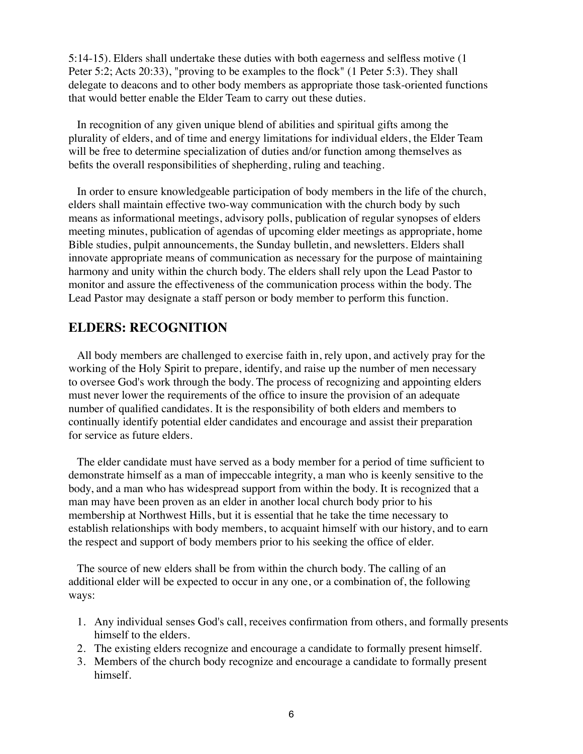5:14-15). Elders shall undertake these duties with both eagerness and selfless motive (1 Peter 5:2; Acts 20:33), "proving to be examples to the flock" (1 Peter 5:3). They shall delegate to deacons and to other body members as appropriate those task-oriented functions that would better enable the Elder Team to carry out these duties.

In recognition of any given unique blend of abilities and spiritual gifts among the plurality of elders, and of time and energy limitations for individual elders, the Elder Team will be free to determine specialization of duties and/or function among themselves as befits the overall responsibilities of shepherding, ruling and teaching.

In order to ensure knowledgeable participation of body members in the life of the church, elders shall maintain effective two-way communication with the church body by such means as informational meetings, advisory polls, publication of regular synopses of elders meeting minutes, publication of agendas of upcoming elder meetings as appropriate, home Bible studies, pulpit announcements, the Sunday bulletin, and newsletters. Elders shall innovate appropriate means of communication as necessary for the purpose of maintaining harmony and unity within the church body. The elders shall rely upon the Lead Pastor to monitor and assure the effectiveness of the communication process within the body. The Lead Pastor may designate a staff person or body member to perform this function.

## ELDERS: RECOGNITION

All body members are challenged to exercise faith in, rely upon, and actively pray for the working of the Holy Spirit to prepare, identify, and raise up the number of men necessary to oversee God's work through the body. The process of recognizing and appointing elders must never lower the requirements of the office to insure the provision of an adequate number of qualified candidates. It is the responsibility of both elders and members to continually identify potential elder candidates and encourage and assist their preparation for service as future elders.

The elder candidate must have served as a body member for a period of time sufficient to demonstrate himself as a man of impeccable integrity, a man who is keenly sensitive to the body, and a man who has widespread support from within the body. It is recognized that a man may have been proven as an elder in another local church body prior to his membership at Northwest Hills, but it is essential that he take the time necessary to establish relationships with body members, to acquaint himself with our history, and to earn the respect and support of body members prior to his seeking the office of elder.

The source of new elders shall be from within the church body. The calling of an additional elder will be expected to occur in any one, or a combination of, the following ways:

1. Any individual senses God's call, receives confirmation from others, and formally presents himself to the elders.
2. The existing elders recognize and encourage a candidate to formally present himself.
3. Members of the church body recognize and encourage a candidate to formally present himself.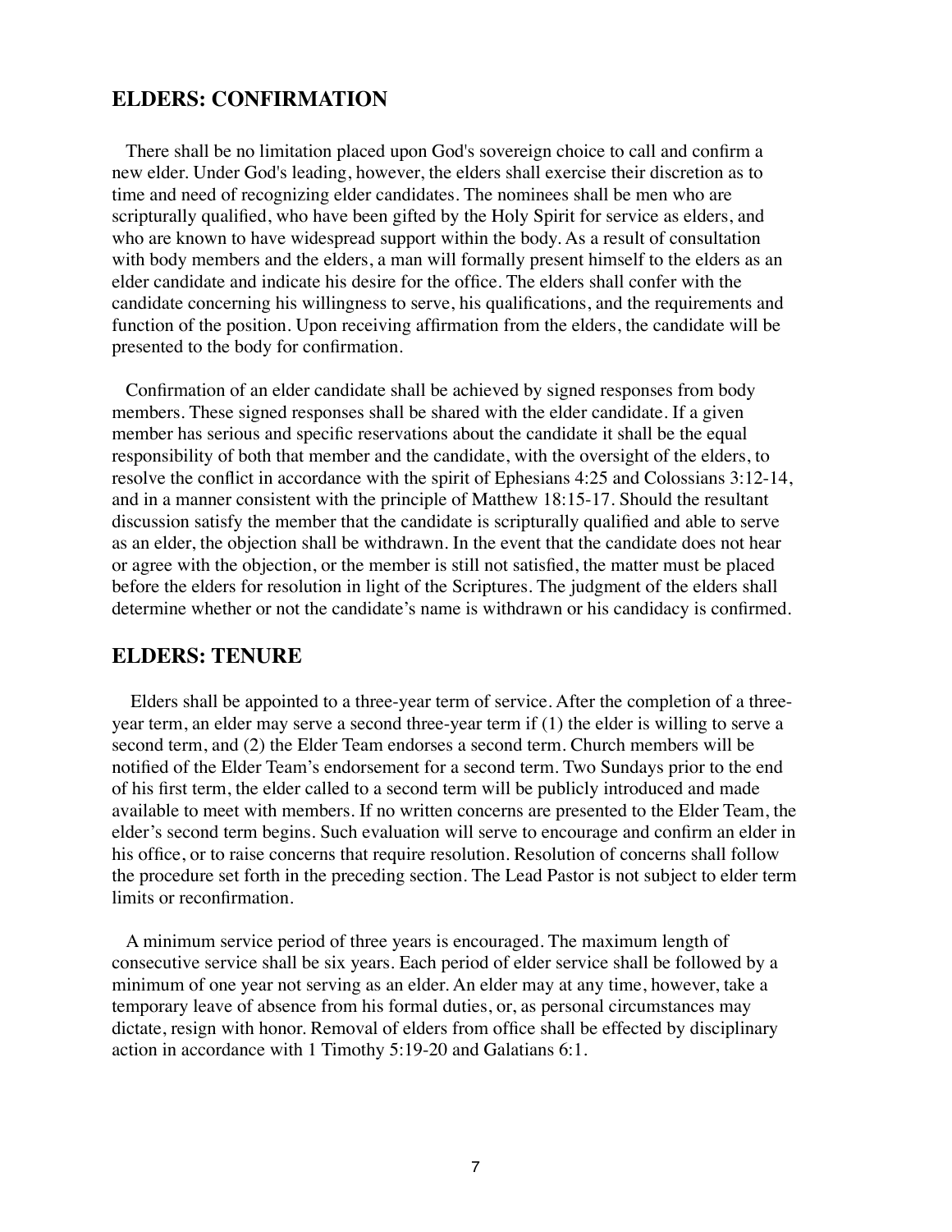## ELDERS: CONFIRMATION

There shall be no limitation placed upon God's sovereign choice to call and confirm a new elder. Under God's leading, however, the elders shall exercise their discretion as to time and need of recognizing elder candidates. The nominees shall be men who are scripturally qualified, who have been gifted by the Holy Spirit for service as elders, and who are known to have widespread support within the body. As a result of consultation with body members and the elders, a man will formally present himself to the elders as an elder candidate and indicate his desire for the office. The elders shall confer with the candidate concerning his willingness to serve, his qualifications, and the requirements and function of the position. Upon receiving affirmation from the elders, the candidate will be presented to the body for confirmation.

Confirmation of an elder candidate shall be achieved by signed responses from body members. These signed responses shall be shared with the elder candidate. If a given member has serious and specific reservations about the candidate it shall be the equal responsibility of both that member and the candidate, with the oversight of the elders, to resolve the conflict in accordance with the spirit of Ephesians 4:25 and Colossians 3:12-14, and in a manner consistent with the principle of Matthew 18:15-17. Should the resultant discussion satisfy the member that the candidate is scripturally qualified and able to serve as an elder, the objection shall be withdrawn. In the event that the candidate does not hear or agree with the objection, or the member is still not satisfied, the matter must be placed before the elders for resolution in light of the Scriptures. The judgment of the elders shall determine whether or not the candidate's name is withdrawn or his candidacy is confirmed.

## ELDERS: TENURE

Elders shall be appointed to a three-year term of service. After the completion of a three-year term, an elder may serve a second three-year term if (1) the elder is willing to serve a second term, and (2) the Elder Team endorses a second term. Church members will be notified of the Elder Team's endorsement for a second term. Two Sundays prior to the end of his first term, the elder called to a second term will be publicly introduced and made available to meet with members. If no written concerns are presented to the Elder Team, the elder's second term begins. Such evaluation will serve to encourage and confirm an elder in his office, or to raise concerns that require resolution. Resolution of concerns shall follow the procedure set forth in the preceding section. The Lead Pastor is not subject to elder term limits or reconfirmation.

A minimum service period of three years is encouraged. The maximum length of consecutive service shall be six years. Each period of elder service shall be followed by a minimum of one year not serving as an elder. An elder may at any time, however, take a temporary leave of absence from his formal duties, or, as personal circumstances may dictate, resign with honor. Removal of elders from office shall be effected by disciplinary action in accordance with 1 Timothy 5:19-20 and Galatians 6:1.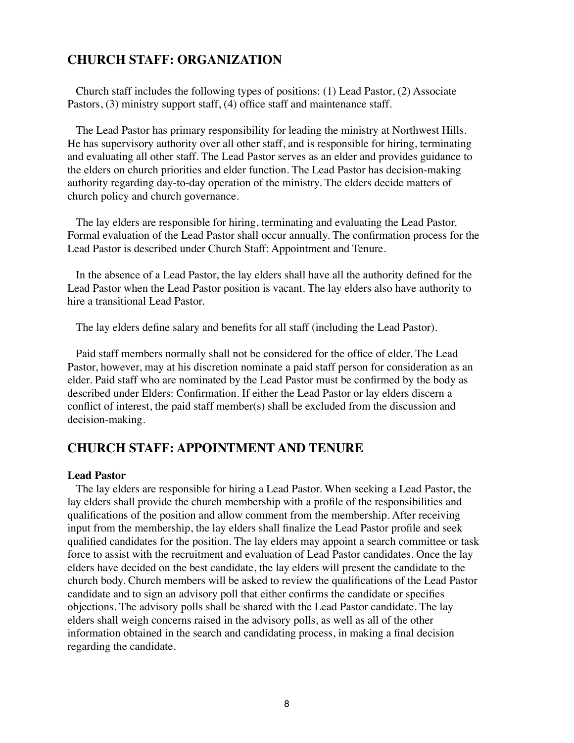## CHURCH STAFF: ORGANIZATION

Church staff includes the following types of positions: (1) Lead Pastor, (2) Associate Pastors, (3) ministry support staff, (4) office staff and maintenance staff.

The Lead Pastor has primary responsibility for leading the ministry at Northwest Hills. He has supervisory authority over all other staff, and is responsible for hiring, terminating and evaluating all other staff. The Lead Pastor serves as an elder and provides guidance to the elders on church priorities and elder function. The Lead Pastor has decision-making authority regarding day-to-day operation of the ministry. The elders decide matters of church policy and church governance.

The lay elders are responsible for hiring, terminating and evaluating the Lead Pastor. Formal evaluation of the Lead Pastor shall occur annually. The confirmation process for the Lead Pastor is described under Church Staff: Appointment and Tenure.

In the absence of a Lead Pastor, the lay elders shall have all the authority defined for the Lead Pastor when the Lead Pastor position is vacant. The lay elders also have authority to hire a transitional Lead Pastor.

The lay elders define salary and benefits for all staff (including the Lead Pastor).

Paid staff members normally shall not be considered for the office of elder. The Lead Pastor, however, may at his discretion nominate a paid staff person for consideration as an elder. Paid staff who are nominated by the Lead Pastor must be confirmed by the body as described under Elders: Confirmation. If either the Lead Pastor or lay elders discern a conflict of interest, the paid staff member(s) shall be excluded from the discussion and decision-making.

## CHURCH STAFF: APPOINTMENT AND TENURE

**Lead Pastor**

The lay elders are responsible for hiring a Lead Pastor. When seeking a Lead Pastor, the lay elders shall provide the church membership with a profile of the responsibilities and qualifications of the position and allow comment from the membership. After receiving input from the membership, the lay elders shall finalize the Lead Pastor profile and seek qualified candidates for the position. The lay elders may appoint a search committee or task force to assist with the recruitment and evaluation of Lead Pastor candidates. Once the lay elders have decided on the best candidate, the lay elders will present the candidate to the church body. Church members will be asked to review the qualifications of the Lead Pastor candidate and to sign an advisory poll that either confirms the candidate or specifies objections. The advisory polls shall be shared with the Lead Pastor candidate. The lay elders shall weigh concerns raised in the advisory polls, as well as all of the other information obtained in the search and candidating process, in making a final decision regarding the candidate.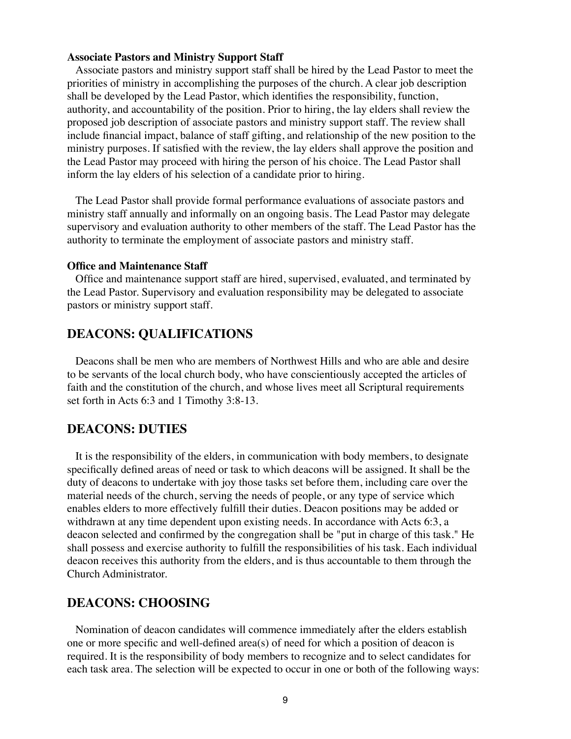**Associate Pastors and Ministry Support Staff**

Associate pastors and ministry support staff shall be hired by the Lead Pastor to meet the priorities of ministry in accomplishing the purposes of the church. A clear job description shall be developed by the Lead Pastor, which identifies the responsibility, function, authority, and accountability of the position. Prior to hiring, the lay elders shall review the proposed job description of associate pastors and ministry support staff. The review shall include financial impact, balance of staff gifting, and relationship of the new position to the ministry purposes. If satisfied with the review, the lay elders shall approve the position and the Lead Pastor may proceed with hiring the person of his choice. The Lead Pastor shall inform the lay elders of his selection of a candidate prior to hiring.

The Lead Pastor shall provide formal performance evaluations of associate pastors and ministry staff annually and informally on an ongoing basis. The Lead Pastor may delegate supervisory and evaluation authority to other members of the staff. The Lead Pastor has the authority to terminate the employment of associate pastors and ministry staff.

**Office and Maintenance Staff**

Office and maintenance support staff are hired, supervised, evaluated, and terminated by the Lead Pastor. Supervisory and evaluation responsibility may be delegated to associate pastors or ministry support staff.

## DEACONS: QUALIFICATIONS

Deacons shall be men who are members of Northwest Hills and who are able and desire to be servants of the local church body, who have conscientiously accepted the articles of faith and the constitution of the church, and whose lives meet all Scriptural requirements set forth in Acts 6:3 and 1 Timothy 3:8-13.

## DEACONS: DUTIES

It is the responsibility of the elders, in communication with body members, to designate specifically defined areas of need or task to which deacons will be assigned. It shall be the duty of deacons to undertake with joy those tasks set before them, including care over the material needs of the church, serving the needs of people, or any type of service which enables elders to more effectively fulfill their duties. Deacon positions may be added or withdrawn at any time dependent upon existing needs. In accordance with Acts 6:3, a deacon selected and confirmed by the congregation shall be "put in charge of this task." He shall possess and exercise authority to fulfill the responsibilities of his task. Each individual deacon receives this authority from the elders, and is thus accountable to them through the Church Administrator.

## DEACONS: CHOOSING

Nomination of deacon candidates will commence immediately after the elders establish one or more specific and well-defined area(s) of need for which a position of deacon is required. It is the responsibility of body members to recognize and to select candidates for each task area. The selection will be expected to occur in one or both of the following ways: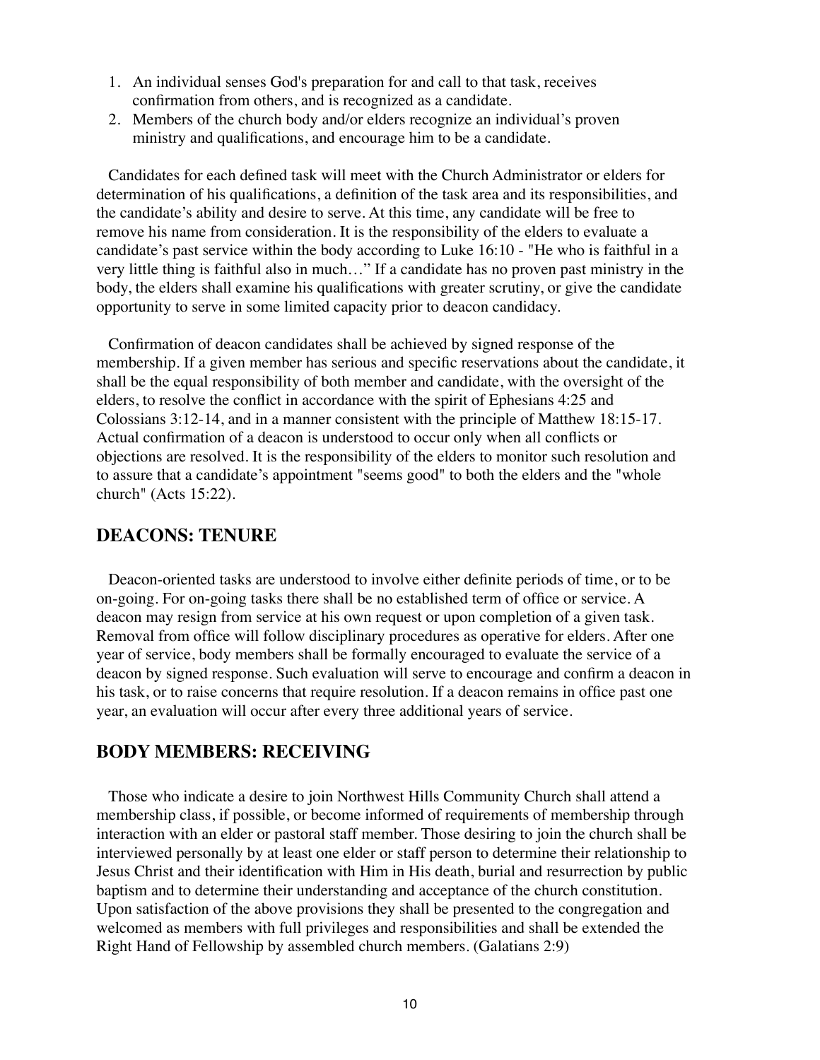1. An individual senses God's preparation for and call to that task, receives confirmation from others, and is recognized as a candidate.
2. Members of the church body and/or elders recognize an individual's proven ministry and qualifications, and encourage him to be a candidate.

Candidates for each defined task will meet with the Church Administrator or elders for determination of his qualifications, a definition of the task area and its responsibilities, and the candidate's ability and desire to serve. At this time, any candidate will be free to remove his name from consideration. It is the responsibility of the elders to evaluate a candidate's past service within the body according to Luke 16:10 - "He who is faithful in a very little thing is faithful also in much…" If a candidate has no proven past ministry in the body, the elders shall examine his qualifications with greater scrutiny, or give the candidate opportunity to serve in some limited capacity prior to deacon candidacy.

Confirmation of deacon candidates shall be achieved by signed response of the membership. If a given member has serious and specific reservations about the candidate, it shall be the equal responsibility of both member and candidate, with the oversight of the elders, to resolve the conflict in accordance with the spirit of Ephesians 4:25 and Colossians 3:12-14, and in a manner consistent with the principle of Matthew 18:15-17. Actual confirmation of a deacon is understood to occur only when all conflicts or objections are resolved. It is the responsibility of the elders to monitor such resolution and to assure that a candidate's appointment "seems good" to both the elders and the "whole church" (Acts 15:22).

## DEACONS: TENURE

Deacon-oriented tasks are understood to involve either definite periods of time, or to be on-going. For on-going tasks there shall be no established term of office or service. A deacon may resign from service at his own request or upon completion of a given task. Removal from office will follow disciplinary procedures as operative for elders. After one year of service, body members shall be formally encouraged to evaluate the service of a deacon by signed response. Such evaluation will serve to encourage and confirm a deacon in his task, or to raise concerns that require resolution. If a deacon remains in office past one year, an evaluation will occur after every three additional years of service.

## BODY MEMBERS: RECEIVING

Those who indicate a desire to join Northwest Hills Community Church shall attend a membership class, if possible, or become informed of requirements of membership through interaction with an elder or pastoral staff member. Those desiring to join the church shall be interviewed personally by at least one elder or staff person to determine their relationship to Jesus Christ and their identification with Him in His death, burial and resurrection by public baptism and to determine their understanding and acceptance of the church constitution. Upon satisfaction of the above provisions they shall be presented to the congregation and welcomed as members with full privileges and responsibilities and shall be extended the Right Hand of Fellowship by assembled church members. (Galatians 2:9)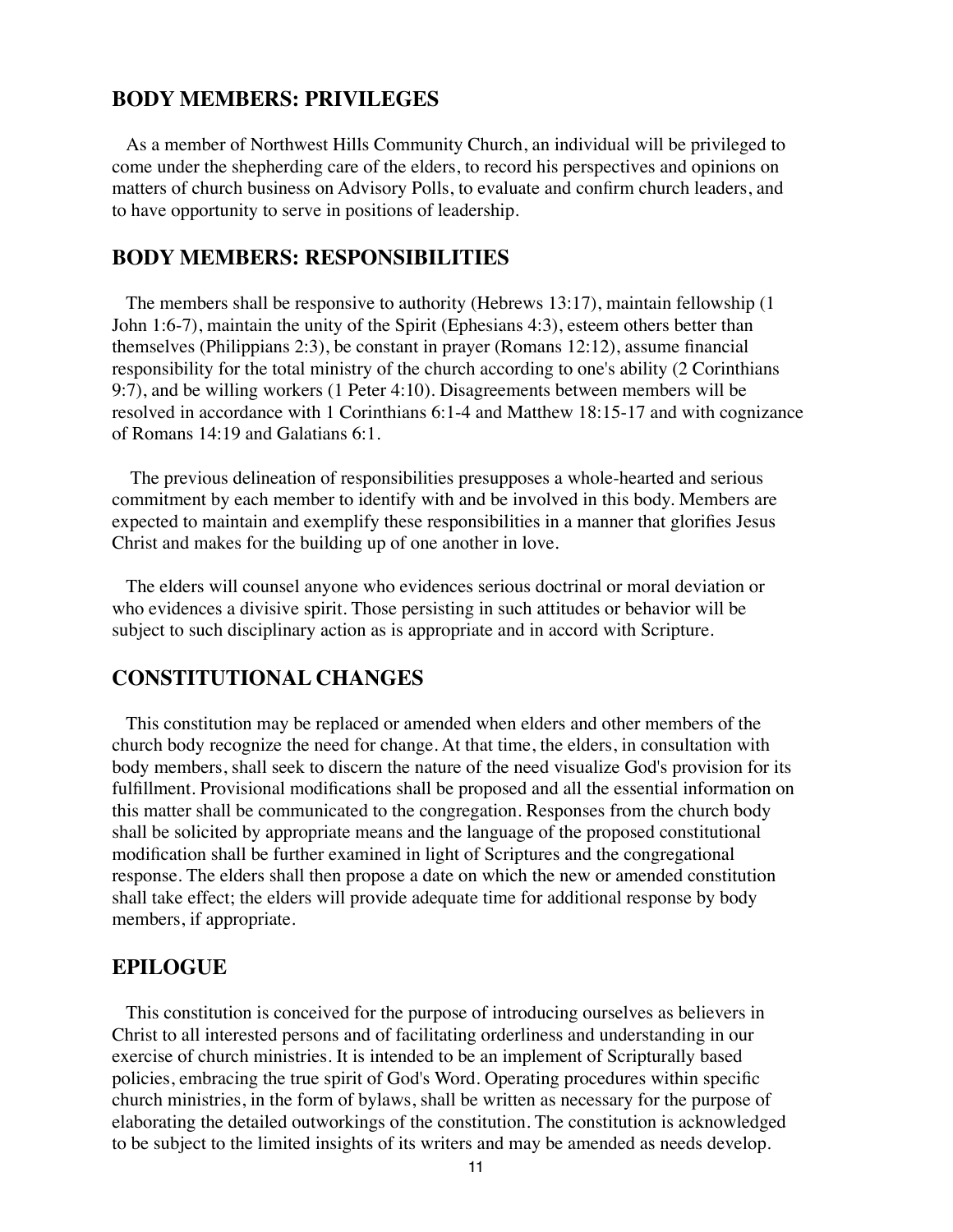## BODY MEMBERS: PRIVILEGES

As a member of Northwest Hills Community Church, an individual will be privileged to come under the shepherding care of the elders, to record his perspectives and opinions on matters of church business on Advisory Polls, to evaluate and confirm church leaders, and to have opportunity to serve in positions of leadership.

## BODY MEMBERS: RESPONSIBILITIES

The members shall be responsive to authority (Hebrews 13:17), maintain fellowship (1 John 1:6-7), maintain the unity of the Spirit (Ephesians 4:3), esteem others better than themselves (Philippians 2:3), be constant in prayer (Romans 12:12), assume financial responsibility for the total ministry of the church according to one's ability (2 Corinthians 9:7), and be willing workers (1 Peter 4:10). Disagreements between members will be resolved in accordance with 1 Corinthians 6:1-4 and Matthew 18:15-17 and with cognizance of Romans 14:19 and Galatians 6:1.

The previous delineation of responsibilities presupposes a whole-hearted and serious commitment by each member to identify with and be involved in this body. Members are expected to maintain and exemplify these responsibilities in a manner that glorifies Jesus Christ and makes for the building up of one another in love.

The elders will counsel anyone who evidences serious doctrinal or moral deviation or who evidences a divisive spirit. Those persisting in such attitudes or behavior will be subject to such disciplinary action as is appropriate and in accord with Scripture.

## CONSTITUTIONAL CHANGES

This constitution may be replaced or amended when elders and other members of the church body recognize the need for change. At that time, the elders, in consultation with body members, shall seek to discern the nature of the need visualize God's provision for its fulfillment. Provisional modifications shall be proposed and all the essential information on this matter shall be communicated to the congregation. Responses from the church body shall be solicited by appropriate means and the language of the proposed constitutional modification shall be further examined in light of Scriptures and the congregational response. The elders shall then propose a date on which the new or amended constitution shall take effect; the elders will provide adequate time for additional response by body members, if appropriate.

## EPILOGUE

This constitution is conceived for the purpose of introducing ourselves as believers in Christ to all interested persons and of facilitating orderliness and understanding in our exercise of church ministries. It is intended to be an implement of Scripturally based policies, embracing the true spirit of God's Word. Operating procedures within specific church ministries, in the form of bylaws, shall be written as necessary for the purpose of elaborating the detailed outworkings of the constitution. The constitution is acknowledged to be subject to the limited insights of its writers and may be amended as needs develop.